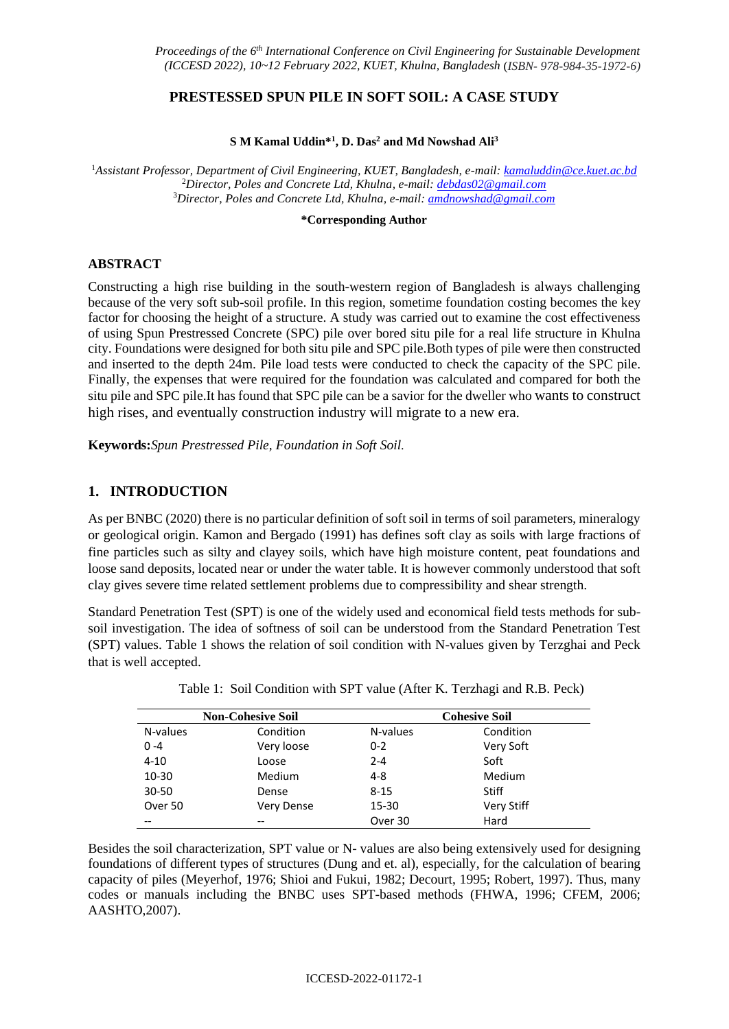*Proceedings of the 6th International Conference on Civil Engineering for Sustainable Development (ICCESD 2022), 10~12 February 2022, KUET, Khulna, Bangladesh (ISBN- 978-984-35-1972-6)*

# PRESTESSED SPUN PILE IN SOFT SOIL: A CASE STUDY

**S M Kamal Uddin*[1], D. Das[2] and Md Nowshad Ali[3]**

[1]*Assistant Professor, Department of Civil Engineering, KUET, Bangladesh, e-mail: kamaluddin@ce.kuet.ac.bd*
[2]*Director, Poles and Concrete Ltd, Khulna, e-mail: debdas02@gmail.com*
[3]*Director, Poles and Concrete Ltd, Khulna, e-mail: amdnowshad@gmail.com*

**\*Corresponding Author**

## ABSTRACT

Constructing a high rise building in the south-western region of Bangladesh is always challenging because of the very soft sub-soil profile. In this region, sometime foundation costing becomes the key factor for choosing the height of a structure. A study was carried out to examine the cost effectiveness of using Spun Prestressed Concrete (SPC) pile over bored situ pile for a real life structure in Khulna city. Foundations were designed for both situ pile and SPC pile.Both types of pile were then constructed and inserted to the depth 24m. Pile load tests were conducted to check the capacity of the SPC pile. Finally, the expenses that were required for the foundation was calculated and compared for both the situ pile and SPC pile.It has found that SPC pile can be a savior for the dweller who wants to construct high rises, and eventually construction industry will migrate to a new era.

**Keywords:***Spun Prestressed Pile, Foundation in Soft Soil.*

## 1. INTRODUCTION

As per BNBC (2020) there is no particular definition of soft soil in terms of soil parameters, mineralogy or geological origin. Kamon and Bergado (1991) has defines soft clay as soils with large fractions of fine particles such as silty and clayey soils, which have high moisture content, peat foundations and loose sand deposits, located near or under the water table. It is however commonly understood that soft clay gives severe time related settlement problems due to compressibility and shear strength.

Standard Penetration Test (SPT) is one of the widely used and economical field tests methods for sub-soil investigation. The idea of softness of soil can be understood from the Standard Penetration Test (SPT) values. Table 1 shows the relation of soil condition with N-values given by Terzghai and Peck that is well accepted.

Table 1: Soil Condition with SPT value (After K. Terzhagi and R.B. Peck)

| Non-Cohesive Soil | | Cohesive Soil | |
|---|---|---|---|
| N-values | Condition | N-values | Condition |
| 0 -4 | Very loose | 0-2 | Very Soft |
| 4-10 | Loose | 2-4 | Soft |
| 10-30 | Medium | 4-8 | Medium |
| 30-50 | Dense | 8-15 | Stiff |
| Over 50 | Very Dense | 15-30 | Very Stiff |
| -- | -- | Over 30 | Hard |

Besides the soil characterization, SPT value or N- values are also being extensively used for designing foundations of different types of structures (Dung and et. al), especially, for the calculation of bearing capacity of piles (Meyerhof, 1976; Shioi and Fukui, 1982; Decourt, 1995; Robert, 1997). Thus, many codes or manuals including the BNBC uses SPT-based methods (FHWA, 1996; CFEM, 2006; AASHTO,2007).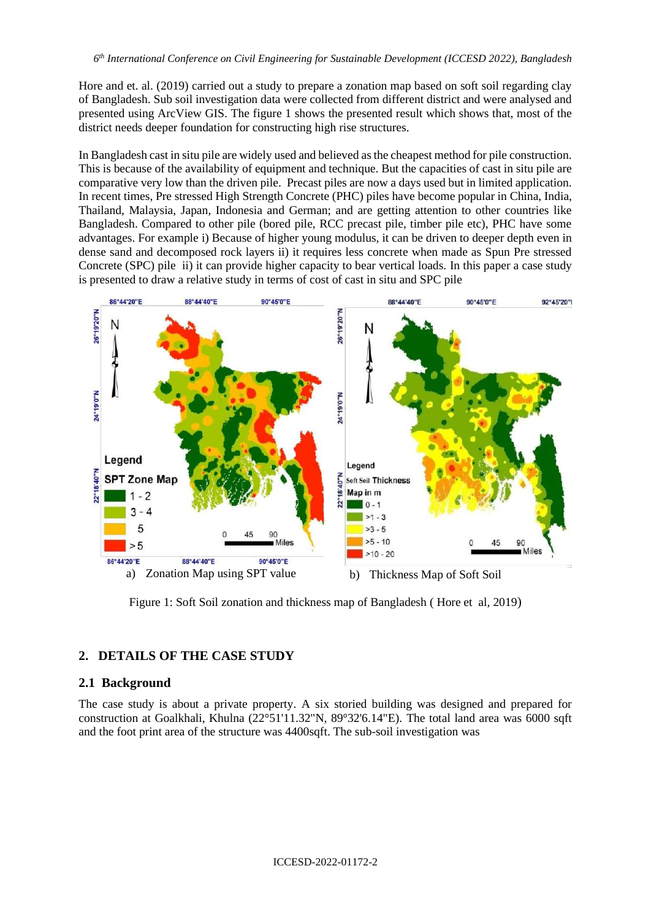Hore and et. al. (2019) carried out a study to prepare a zonation map based on soft soil regarding clay of Bangladesh. Sub soil investigation data were collected from different district and were analysed and presented using ArcView GIS. The figure 1 shows the presented result which shows that, most of the district needs deeper foundation for constructing high rise structures.

In Bangladesh cast in situ pile are widely used and believed as the cheapest method for pile construction. This is because of the availability of equipment and technique. But the capacities of cast in situ pile are comparative very low than the driven pile. Precast piles are now a days used but in limited application. In recent times, Pre stressed High Strength Concrete (PHC) piles have become popular in China, India, Thailand, Malaysia, Japan, Indonesia and German; and are getting attention to other countries like Bangladesh. Compared to other pile (bored pile, RCC precast pile, timber pile etc), PHC have some advantages. For example i) Because of higher young modulus, it can be driven to deeper depth even in dense sand and decomposed rock layers ii) it requires less concrete when made as Spun Pre stressed Concrete (SPC) pile ii) it can provide higher capacity to bear vertical loads. In this paper a case study is presented to draw a relative study in terms of cost of cast in situ and SPC pile

a) Zonation Map using SPT value

b) Thickness Map of Soft Soil

Figure 1: Soft Soil zonation and thickness map of Bangladesh ( Hore et al, 2019)

## 2. DETAILS OF THE CASE STUDY

### 2.1 Background

The case study is about a private property. A six storied building was designed and prepared for construction at Goalkhali, Khulna (22°51'11.32"N, 89°32'6.14"E). The total land area was 6000 sqft and the foot print area of the structure was 4400sqft. The sub-soil investigation was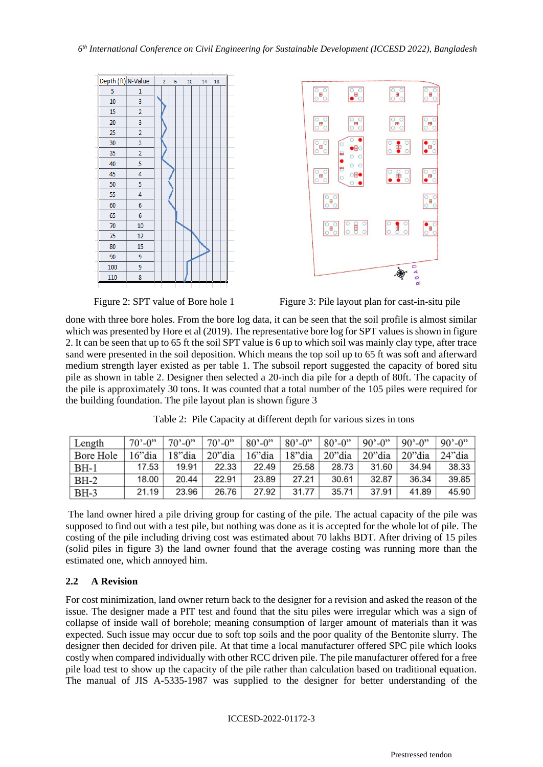| Depth (ft) | N-Value |
|---|---|
| 5 | 1 |
| 10 | 3 |
| 15 | 2 |
| 20 | 3 |
| 25 | 2 |
| 30 | 3 |
| 35 | 2 |
| 40 | 5 |
| 45 | 4 |
| 50 | 5 |
| 55 | 4 |
| 60 | 6 |
| 65 | 6 |
| 70 | 10 |
| 75 | 12 |
| 80 | 15 |
| 90 | 9 |
| 100 | 9 |
| 110 | 8 |

Figure 2: SPT value of Bore hole 1

Figure 3: Pile layout plan for cast-in-situ pile

done with three bore holes. From the bore log data, it can be seen that the soil profile is almost similar which was presented by Hore et al (2019). The representative bore log for SPT values is shown in figure 2. It can be seen that up to 65 ft the soil SPT value is 6 up to which soil was mainly clay type, after trace sand were presented in the soil deposition. Which means the top soil up to 65 ft was soft and afterward medium strength layer existed as per table 1. The subsoil report suggested the capacity of bored situ pile as shown in table 2. Designer then selected a 20-inch dia pile for a depth of 80ft. The capacity of the pile is approximately 30 tons. It was counted that a total number of the 105 piles were required for the building foundation. The pile layout plan is shown figure 3

Table 2: Pile Capacity at different depth for various sizes in tons

| Length | 70'-0" | 70'-0" | 70'-0" | 80'-0" | 80'-0" | 80'-0" | 90'-0" | 90'-0" | 90'-0" |
|---|---|---|---|---|---|---|---|---|---|
| Bore Hole | 16"dia | 18"dia | 20"dia | 16"dia | 18"dia | 20"dia | 20"dia | 20"dia | 24"dia |
| BH-1 | 17.53 | 19.91 | 22.33 | 22.49 | 25.58 | 28.73 | 31.60 | 34.94 | 38.33 |
| BH-2 | 18.00 | 20.44 | 22.91 | 23.89 | 27.21 | 30.61 | 32.87 | 36.34 | 39.85 |
| BH-3 | 21.19 | 23.96 | 26.76 | 27.92 | 31.77 | 35.71 | 37.91 | 41.89 | 45.90 |

The land owner hired a pile driving group for casting of the pile. The actual capacity of the pile was supposed to find out with a test pile, but nothing was done as it is accepted for the whole lot of pile. The costing of the pile including driving cost was estimated about 70 lakhs BDT. After driving of 15 piles (solid piles in figure 3) the land owner found that the average costing was running more than the estimated one, which annoyed him.

## 2.2 A Revision

For cost minimization, land owner return back to the designer for a revision and asked the reason of the issue. The designer made a PIT test and found that the situ piles were irregular which was a sign of collapse of inside wall of borehole; meaning consumption of larger amount of materials than it was expected. Such issue may occur due to soft top soils and the poor quality of the Bentonite slurry. The designer then decided for driven pile. At that time a local manufacturer offered SPC pile which looks costly when compared individually with other RCC driven pile. The pile manufacturer offered for a free pile load test to show up the capacity of the pile rather than calculation based on traditional equation. The manual of JIS A-5335-1987 was supplied to the designer for better understanding of the

Prestressed tendon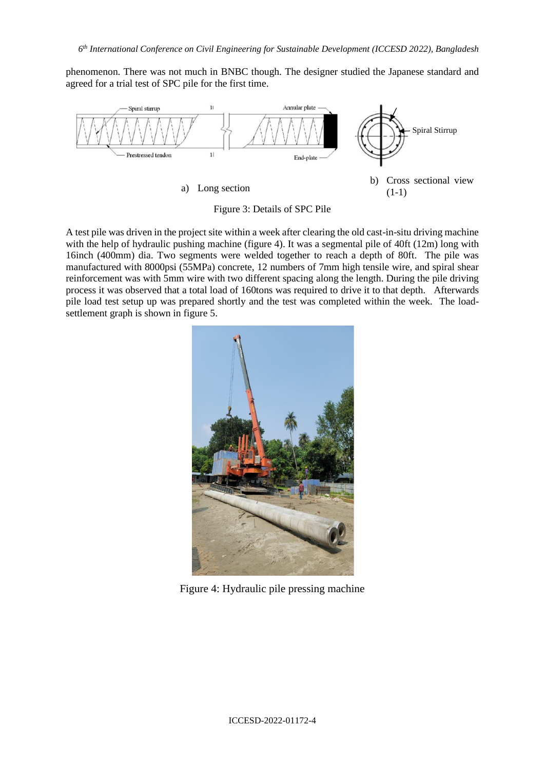phenomenon. There was not much in BNBC though. The designer studied the Japanese standard and agreed for a trial test of SPC pile for the first time.

a) Long section

b) Cross sectional view (1-1)

Figure 3: Details of SPC Pile

A test pile was driven in the project site within a week after clearing the old cast-in-situ driving machine with the help of hydraulic pushing machine (figure 4). It was a segmental pile of 40ft (12m) long with 16inch (400mm) dia. Two segments were welded together to reach a depth of 80ft. The pile was manufactured with 8000psi (55MPa) concrete, 12 numbers of 7mm high tensile wire, and spiral shear reinforcement was with 5mm wire with two different spacing along the length. During the pile driving process it was observed that a total load of 160tons was required to drive it to that depth. Afterwards pile load test setup up was prepared shortly and the test was completed within the week. The load-settlement graph is shown in figure 5.

Figure 4: Hydraulic pile pressing machine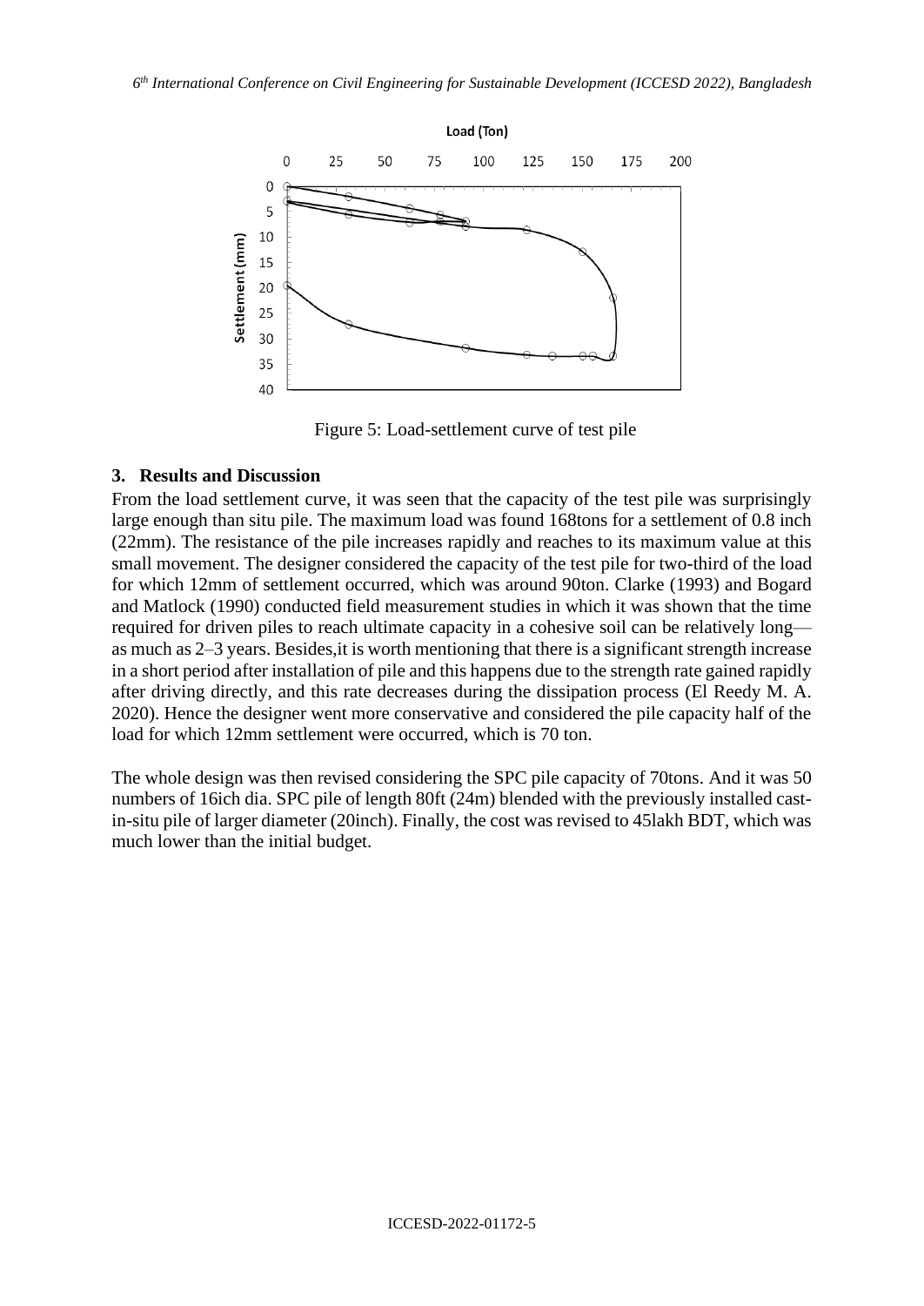Figure 5: Load-settlement curve of test pile

## 3. Results and Discussion

From the load settlement curve, it was seen that the capacity of the test pile was surprisingly large enough than situ pile. The maximum load was found 168tons for a settlement of 0.8 inch (22mm). The resistance of the pile increases rapidly and reaches to its maximum value at this small movement. The designer considered the capacity of the test pile for two-third of the load for which 12mm of settlement occurred, which was around 90ton. Clarke (1993) and Bogard and Matlock (1990) conducted field measurement studies in which it was shown that the time required for driven piles to reach ultimate capacity in a cohesive soil can be relatively long—as much as 2–3 years. Besides,it is worth mentioning that there is a significant strength increase in a short period after installation of pile and this happens due to the strength rate gained rapidly after driving directly, and this rate decreases during the dissipation process (El Reedy M. A. 2020). Hence the designer went more conservative and considered the pile capacity half of the load for which 12mm settlement were occurred, which is 70 ton.

The whole design was then revised considering the SPC pile capacity of 70tons. And it was 50 numbers of 16ich dia. SPC pile of length 80ft (24m) blended with the previously installed cast-in-situ pile of larger diameter (20inch). Finally, the cost was revised to 45lakh BDT, which was much lower than the initial budget.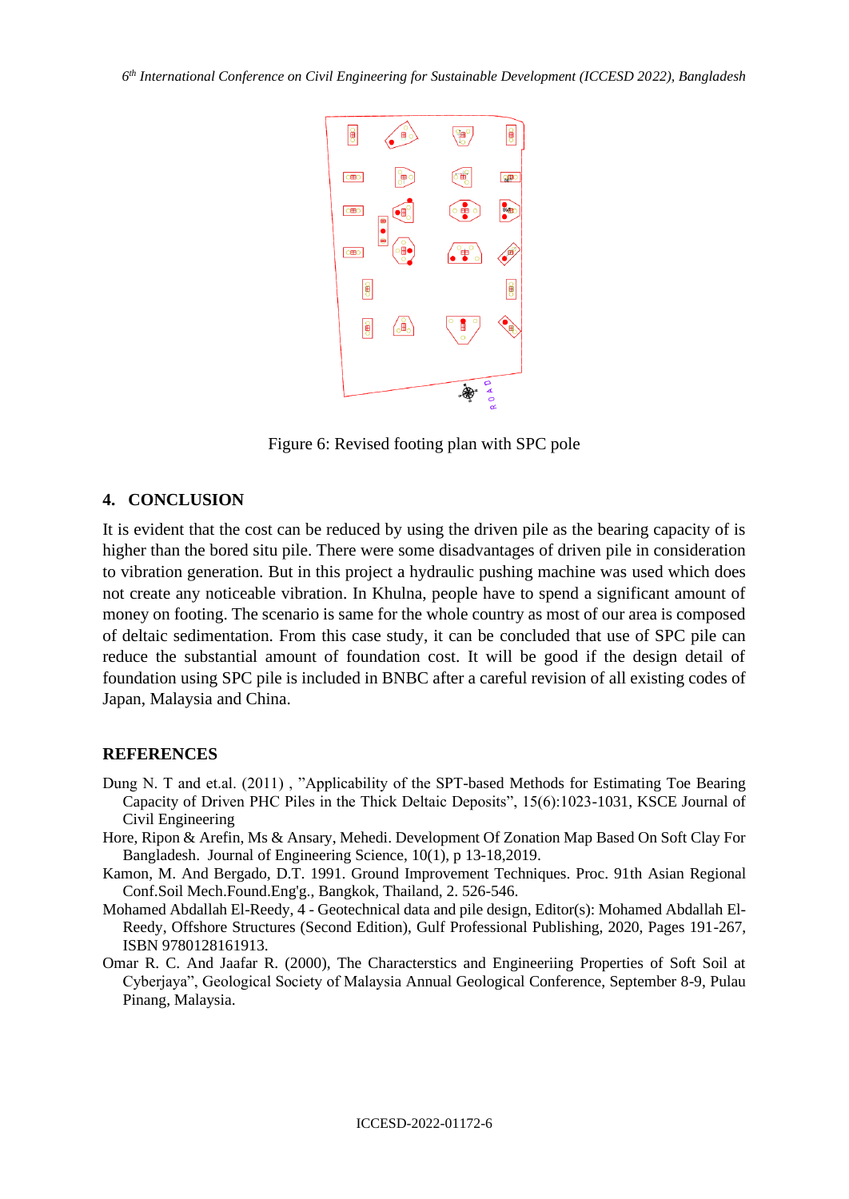ROAD

Figure 6: Revised footing plan with SPC pole

## 4. CONCLUSION

It is evident that the cost can be reduced by using the driven pile as the bearing capacity of is higher than the bored situ pile. There were some disadvantages of driven pile in consideration to vibration generation. But in this project a hydraulic pushing machine was used which does not create any noticeable vibration. In Khulna, people have to spend a significant amount of money on footing. The scenario is same for the whole country as most of our area is composed of deltaic sedimentation. From this case study, it can be concluded that use of SPC pile can reduce the substantial amount of foundation cost. It will be good if the design detail of foundation using SPC pile is included in BNBC after a careful revision of all existing codes of Japan, Malaysia and China.

## REFERENCES

Dung N. T and et.al. (2011) , "Applicability of the SPT-based Methods for Estimating Toe Bearing Capacity of Driven PHC Piles in the Thick Deltaic Deposits", 15(6):1023-1031, KSCE Journal of Civil Engineering

Hore, Ripon & Arefin, Ms & Ansary, Mehedi. Development Of Zonation Map Based On Soft Clay For Bangladesh. Journal of Engineering Science, 10(1), p 13-18,2019.

Kamon, M. And Bergado, D.T. 1991. Ground Improvement Techniques. Proc. 91th Asian Regional Conf.Soil Mech.Found.Eng'g., Bangkok, Thailand, 2. 526-546.

Mohamed Abdallah El-Reedy, 4 - Geotechnical data and pile design, Editor(s): Mohamed Abdallah El-Reedy, Offshore Structures (Second Edition), Gulf Professional Publishing, 2020, Pages 191-267, ISBN 9780128161913.

Omar R. C. And Jaafar R. (2000), The Characterstics and Engineeriing Properties of Soft Soil at Cyberjaya", Geological Society of Malaysia Annual Geological Conference, September 8-9, Pulau Pinang, Malaysia.